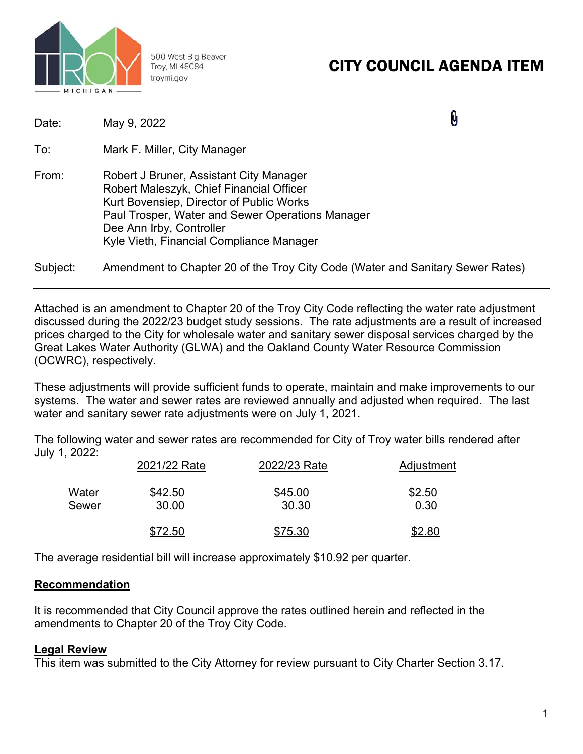500 West Big Beaver
Troy, MI 48084
troymi.gov

# CITY COUNCIL AGENDA ITEM

Date: May 9, 2022

To: Mark F. Miller, City Manager

From: Robert J Bruner, Assistant City Manager
Robert Maleszyk, Chief Financial Officer
Kurt Bovensiep, Director of Public Works
Paul Trosper, Water and Sewer Operations Manager
Dee Ann Irby, Controller
Kyle Vieth, Financial Compliance Manager

Subject: Amendment to Chapter 20 of the Troy City Code (Water and Sanitary Sewer Rates)

---

Attached is an amendment to Chapter 20 of the Troy City Code reflecting the water rate adjustment discussed during the 2022/23 budget study sessions. The rate adjustments are a result of increased prices charged to the City for wholesale water and sanitary sewer disposal services charged by the Great Lakes Water Authority (GLWA) and the Oakland County Water Resource Commission (OCWRC), respectively.

These adjustments will provide sufficient funds to operate, maintain and make improvements to our systems. The water and sewer rates are reviewed annually and adjusted when required. The last water and sanitary sewer rate adjustments were on July 1, 2021.

The following water and sewer rates are recommended for City of Troy water bills rendered after July 1, 2022:

| | 2021/22 Rate | 2022/23 Rate | Adjustment |
|---|---|---|---|
| Water | $42.50 | $45.00 | $2.50 |
| Sewer | 30.00 | 30.30 | 0.30 |
| | $72.50 | $75.30 | $2.80 |

The average residential bill will increase approximately $10.92 per quarter.

**Recommendation**

It is recommended that City Council approve the rates outlined herein and reflected in the amendments to Chapter 20 of the Troy City Code.

**Legal Review**

This item was submitted to the City Attorney for review pursuant to City Charter Section 3.17.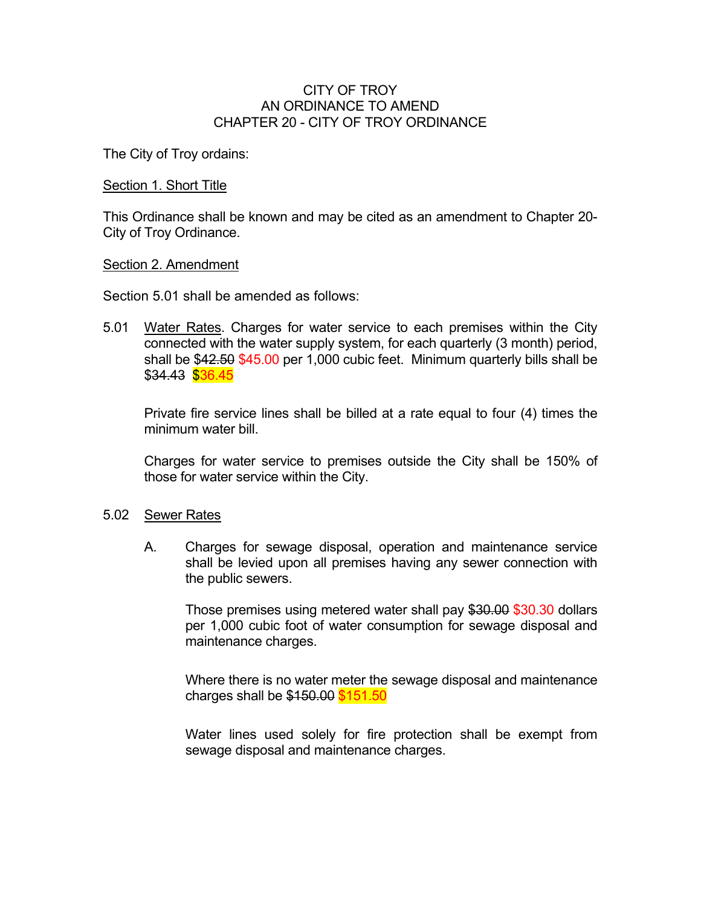CITY OF TROY
AN ORDINANCE TO AMEND
CHAPTER 20 - CITY OF TROY ORDINANCE

The City of Troy ordains:

<u>Section 1. Short Title</u>

This Ordinance shall be known and may be cited as an amendment to Chapter 20-City of Troy Ordinance.

<u>Section 2. Amendment</u>

Section 5.01 shall be amended as follows:

5.01 <u>Water Rates</u>. Charges for water service to each premises within the City connected with the water supply system, for each quarterly (3 month) period, shall be ~~$42.50~~ $45.00 per 1,000 cubic feet. Minimum quarterly bills shall be ~~$34.43~~ $36.45

Private fire service lines shall be billed at a rate equal to four (4) times the minimum water bill.

Charges for water service to premises outside the City shall be 150% of those for water service within the City.

5.02 <u>Sewer Rates</u>

A. Charges for sewage disposal, operation and maintenance service shall be levied upon all premises having any sewer connection with the public sewers.

Those premises using metered water shall pay ~~$30.00~~ $30.30 dollars per 1,000 cubic foot of water consumption for sewage disposal and maintenance charges.

Where there is no water meter the sewage disposal and maintenance charges shall be ~~$150.00~~ $151.50

Water lines used solely for fire protection shall be exempt from sewage disposal and maintenance charges.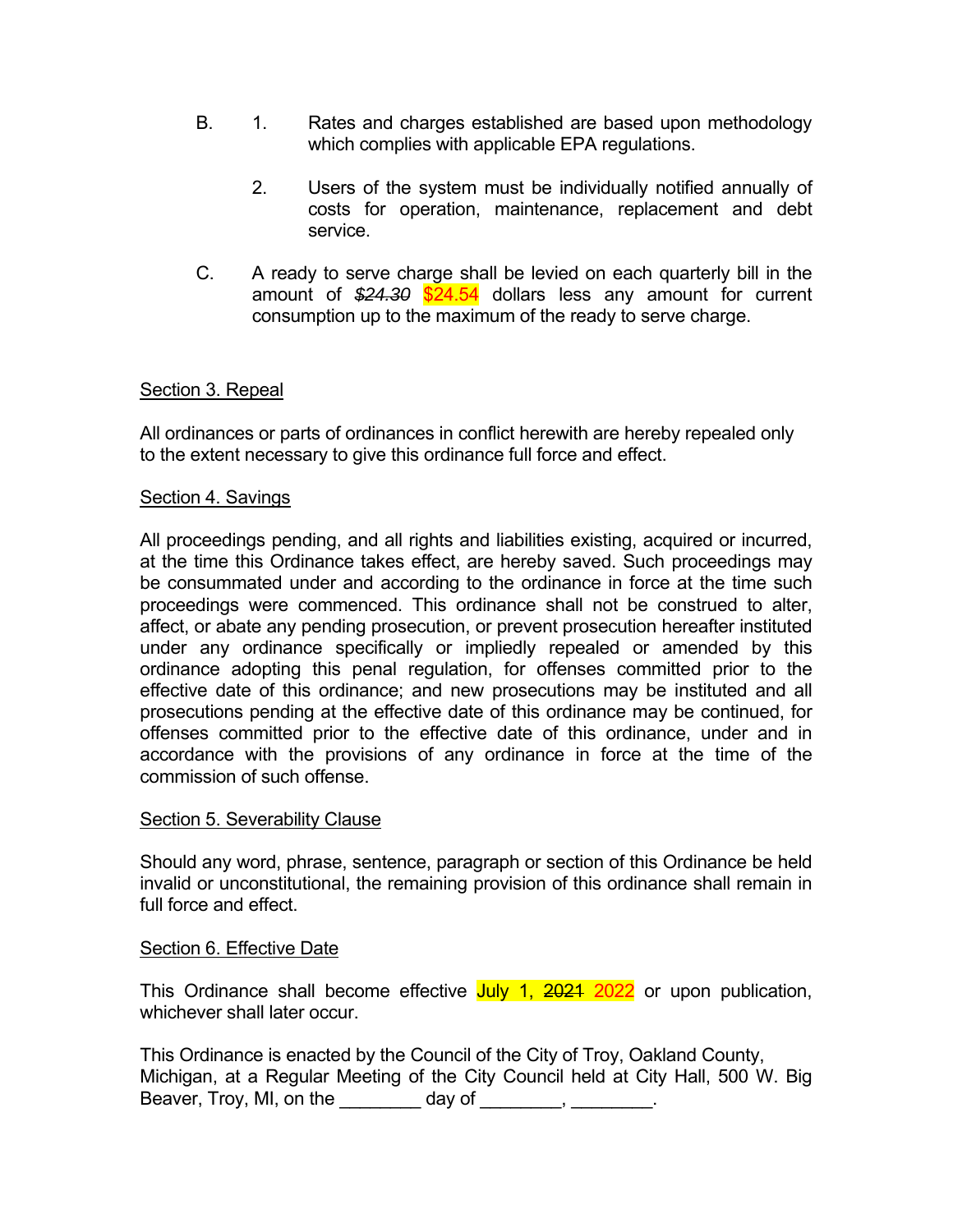B. 1. Rates and charges established are based upon methodology which complies with applicable EPA regulations.

   2. Users of the system must be individually notified annually of costs for operation, maintenance, replacement and debt service.

C. A ready to serve charge shall be levied on each quarterly bill in the amount of ~~*$24.30*~~ $24.54 dollars less any amount for current consumption up to the maximum of the ready to serve charge.

Section 3. Repeal

All ordinances or parts of ordinances in conflict herewith are hereby repealed only to the extent necessary to give this ordinance full force and effect.

Section 4. Savings

All proceedings pending, and all rights and liabilities existing, acquired or incurred, at the time this Ordinance takes effect, are hereby saved. Such proceedings may be consummated under and according to the ordinance in force at the time such proceedings were commenced. This ordinance shall not be construed to alter, affect, or abate any pending prosecution, or prevent prosecution hereafter instituted under any ordinance specifically or impliedly repealed or amended by this ordinance adopting this penal regulation, for offenses committed prior to the effective date of this ordinance; and new prosecutions may be instituted and all prosecutions pending at the effective date of this ordinance may be continued, for offenses committed prior to the effective date of this ordinance, under and in accordance with the provisions of any ordinance in force at the time of the commission of such offense.

Section 5. Severability Clause

Should any word, phrase, sentence, paragraph or section of this Ordinance be held invalid or unconstitutional, the remaining provision of this ordinance shall remain in full force and effect.

Section 6. Effective Date

This Ordinance shall become effective July 1, ~~2021~~ 2022 or upon publication, whichever shall later occur.

This Ordinance is enacted by the Council of the City of Troy, Oakland County, Michigan, at a Regular Meeting of the City Council held at City Hall, 500 W. Big Beaver, Troy, MI, on the ________ day of ________, ________.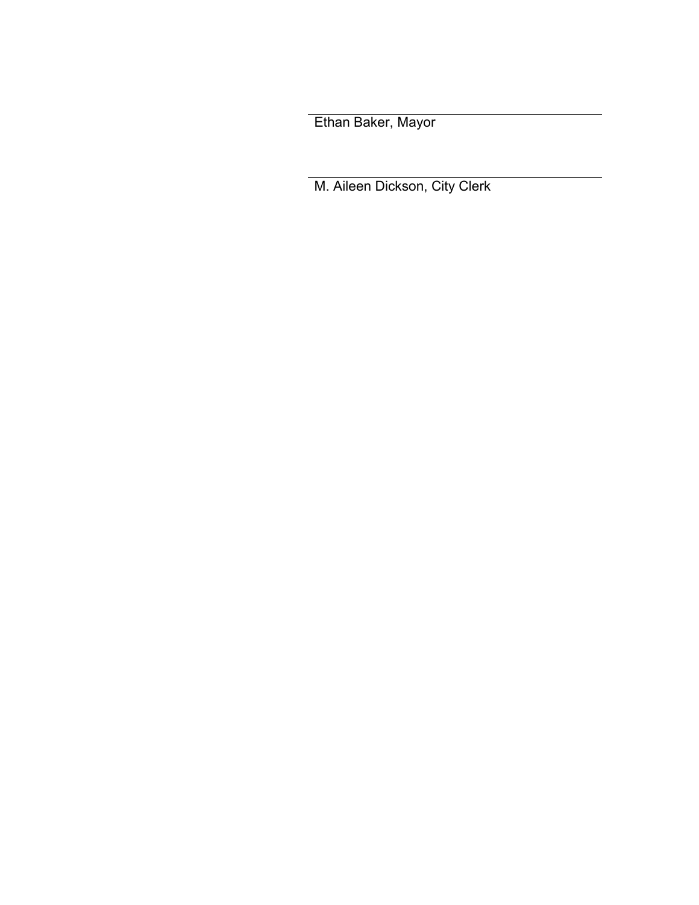______________________________
Ethan Baker, Mayor

______________________________
M. Aileen Dickson, City Clerk